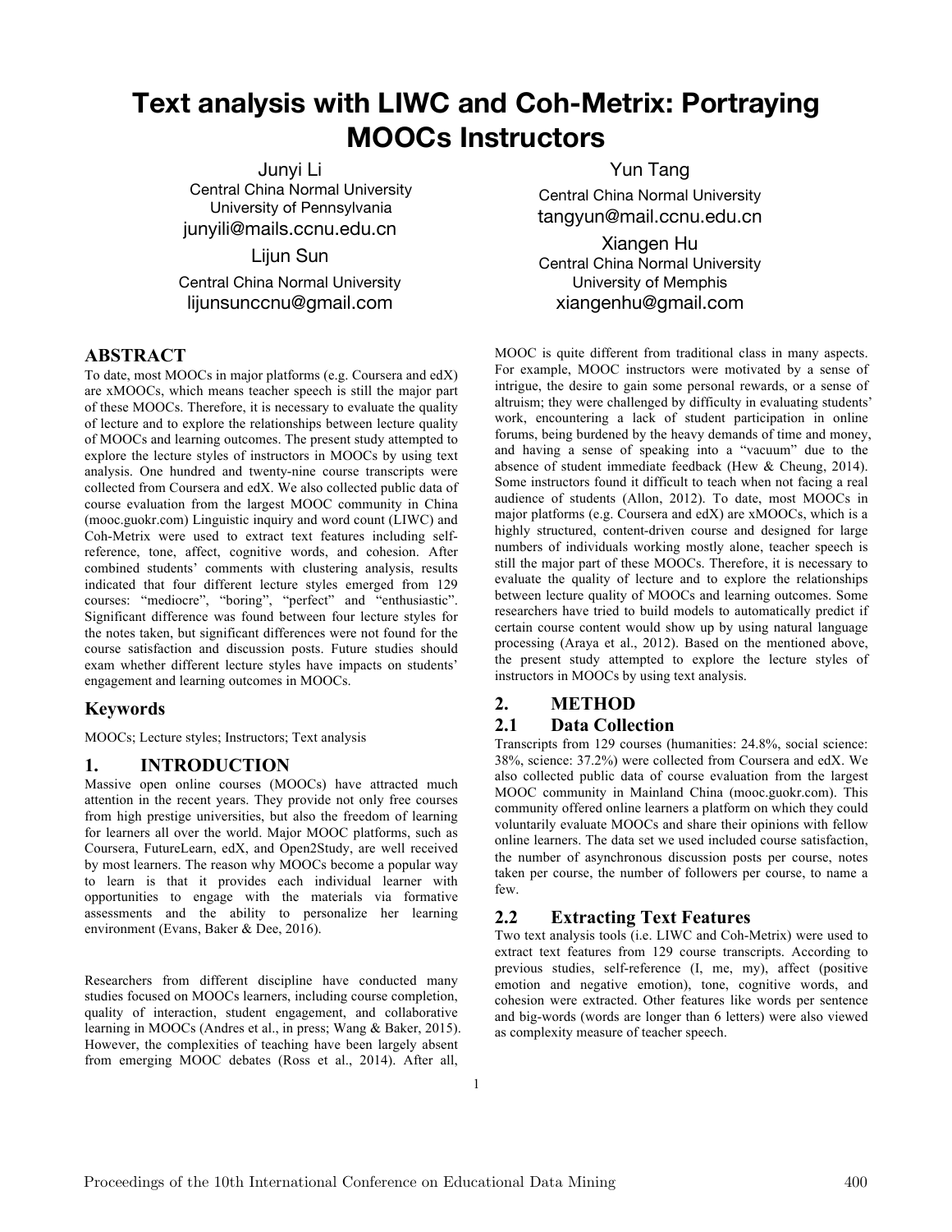# Text analysis with LIWC and Coh-Metrix: Portraying MOOCs Instructors

Junyi Li
Central China Normal University
University of Pennsylvania
junyili@mails.ccnu.edu.cn

Lijun Sun
Central China Normal University
lijunsunccnu@gmail.com

Yun Tang
Central China Normal University
tangyun@mail.ccnu.edu.cn

Xiangen Hu
Central China Normal University
University of Memphis
xiangenhu@gmail.com

## ABSTRACT

To date, most MOOCs in major platforms (e.g. Coursera and edX) are xMOOCs, which means teacher speech is still the major part of these MOOCs. Therefore, it is necessary to evaluate the quality of lecture and to explore the relationships between lecture quality of MOOCs and learning outcomes. The present study attempted to explore the lecture styles of instructors in MOOCs by using text analysis. One hundred and twenty-nine course transcripts were collected from Coursera and edX. We also collected public data of course evaluation from the largest MOOC community in China (mooc.guokr.com) Linguistic inquiry and word count (LIWC) and Coh-Metrix were used to extract text features including self-reference, tone, affect, cognitive words, and cohesion. After combined students' comments with clustering analysis, results indicated that four different lecture styles emerged from 129 courses: "mediocre", "boring", "perfect" and "enthusiastic". Significant difference was found between four lecture styles for the notes taken, but significant differences were not found for the course satisfaction and discussion posts. Future studies should exam whether different lecture styles have impacts on students' engagement and learning outcomes in MOOCs.

### Keywords

MOOCs; Lecture styles; Instructors; Text analysis

## 1. INTRODUCTION

Massive open online courses (MOOCs) have attracted much attention in the recent years. They provide not only free courses from high prestige universities, but also the freedom of learning for learners all over the world. Major MOOC platforms, such as Coursera, FutureLearn, edX, and Open2Study, are well received by most learners. The reason why MOOCs become a popular way to learn is that it provides each individual learner with opportunities to engage with the materials via formative assessments and the ability to personalize her learning environment (Evans, Baker & Dee, 2016).

Researchers from different discipline have conducted many studies focused on MOOCs learners, including course completion, quality of interaction, student engagement, and collaborative learning in MOOCs (Andres et al., in press; Wang & Baker, 2015). However, the complexities of teaching have been largely absent from emerging MOOC debates (Ross et al., 2014). After all, MOOC is quite different from traditional class in many aspects. For example, MOOC instructors were motivated by a sense of intrigue, the desire to gain some personal rewards, or a sense of altruism; they were challenged by difficulty in evaluating students' work, encountering a lack of student participation in online forums, being burdened by the heavy demands of time and money, and having a sense of speaking into a "vacuum" due to the absence of student immediate feedback (Hew & Cheung, 2014). Some instructors found it difficult to teach when not facing a real audience of students (Allon, 2012). To date, most MOOCs in major platforms (e.g. Coursera and edX) are xMOOCs, which is a highly structured, content-driven course and designed for large numbers of individuals working mostly alone, teacher speech is still the major part of these MOOCs. Therefore, it is necessary to evaluate the quality of lecture and to explore the relationships between lecture quality of MOOCs and learning outcomes. Some researchers have tried to build models to automatically predict if certain course content would show up by using natural language processing (Araya et al., 2012). Based on the mentioned above, the present study attempted to explore the lecture styles of instructors in MOOCs by using text analysis.

## 2. METHOD

### 2.1 Data Collection

Transcripts from 129 courses (humanities: 24.8%, social science: 38%, science: 37.2%) were collected from Coursera and edX. We also collected public data of course evaluation from the largest MOOC community in Mainland China (mooc.guokr.com). This community offered online learners a platform on which they could voluntarily evaluate MOOCs and share their opinions with fellow online learners. The data set we used included course satisfaction, the number of asynchronous discussion posts per course, notes taken per course, the number of followers per course, to name a few.

### 2.2 Extracting Text Features

Two text analysis tools (i.e. LIWC and Coh-Metrix) were used to extract text features from 129 course transcripts. According to previous studies, self-reference (I, me, my), affect (positive emotion and negative emotion), tone, cognitive words, and cohesion were extracted. Other features like words per sentence and big-words (words are longer than 6 letters) were also viewed as complexity measure of teacher speech.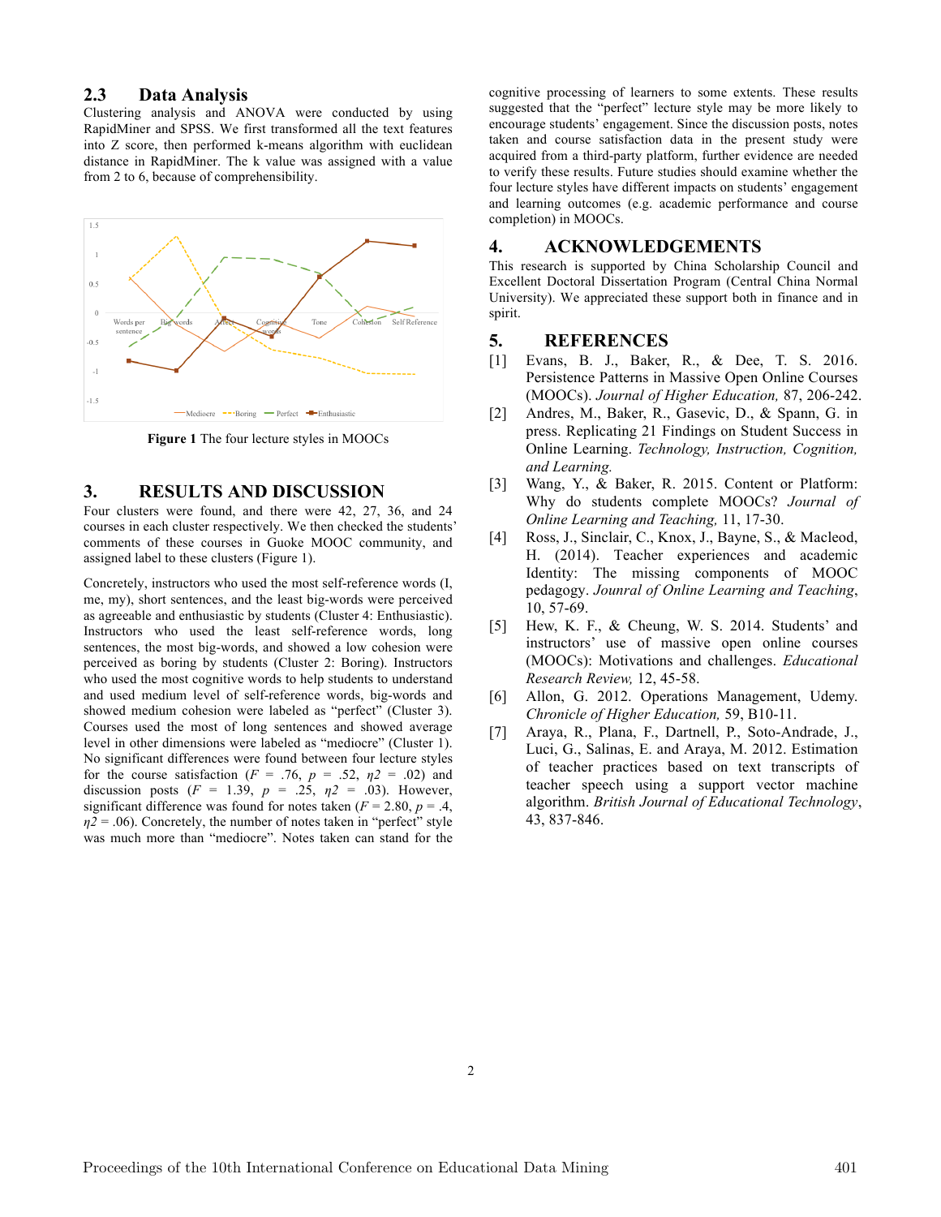### 2.3 Data Analysis

Clustering analysis and ANOVA were conducted by using RapidMiner and SPSS. We first transformed all the text features into Z score, then performed k-means algorithm with euclidean distance in RapidMiner. The k value was assigned with a value from 2 to 6, because of comprehensibility.

1.5
1
0.5
0
-0.5
-1
-1.5

Words per sentence
Big words
Affect
Cognitive words
Tone
Cohesion
Self Reference

Mediocre
Boring
Perfect
Enthusiastic

**Figure 1** The four lecture styles in MOOCs

## 3. RESULTS AND DISCUSSION

Four clusters were found, and there were 42, 27, 36, and 24 courses in each cluster respectively. We then checked the students' comments of these courses in Guoke MOOC community, and assigned label to these clusters (Figure 1).

Concretely, instructors who used the most self-reference words (I, me, my), short sentences, and the least big-words were perceived as agreeable and enthusiastic by students (Cluster 4: Enthusiastic). Instructors who used the least self-reference words, long sentences, the most big-words, and showed a low cohesion were perceived as boring by students (Cluster 2: Boring). Instructors who used the most cognitive words to help students to understand and used medium level of self-reference words, big-words and showed medium cohesion were labeled as "perfect" (Cluster 3). Courses used the most of long sentences and showed average level in other dimensions were labeled as "mediocre" (Cluster 1). No significant differences were found between four lecture styles for the course satisfaction ($F$ = .76, $p$ = .52, $\eta2$ = .02) and discussion posts ($F$ = 1.39, $p$ = .25, $\eta2$ = .03). However, significant difference was found for notes taken ($F$ = 2.80, $p$ = .4, $\eta2$ = .06). Concretely, the number of notes taken in "perfect" style was much more than "mediocre". Notes taken can stand for the cognitive processing of learners to some extents. These results suggested that the "perfect" lecture style may be more likely to encourage students' engagement. Since the discussion posts, notes taken and course satisfaction data in the present study were acquired from a third-party platform, further evidence are needed to verify these results. Future studies should examine whether the four lecture styles have different impacts on students' engagement and learning outcomes (e.g. academic performance and course completion) in MOOCs.

## 4. ACKNOWLEDGEMENTS

This research is supported by China Scholarship Council and Excellent Doctoral Dissertation Program (Central China Normal University). We appreciated these support both in finance and in spirit.

## 5. REFERENCES

[1] Evans, B. J., Baker, R., & Dee, T. S. 2016. Persistence Patterns in Massive Open Online Courses (MOOCs). *Journal of Higher Education,* 87, 206-242.

[2] Andres, M., Baker, R., Gasevic, D., & Spann, G. in press. Replicating 21 Findings on Student Success in Online Learning. *Technology, Instruction, Cognition, and Learning.*

[3] Wang, Y., & Baker, R. 2015. Content or Platform: Why do students complete MOOCs? *Journal of Online Learning and Teaching,* 11, 17-30.

[4] Ross, J., Sinclair, C., Knox, J., Bayne, S., & Macleod, H. (2014). Teacher experiences and academic Identity: The missing components of MOOC pedagogy. *Jounral of Online Learning and Teaching*, 10, 57-69.

[5] Hew, K. F., & Cheung, W. S. 2014. Students' and instructors' use of massive open online courses (MOOCs): Motivations and challenges. *Educational Research Review,* 12, 45-58.

[6] Allon, G. 2012. Operations Management, Udemy. *Chronicle of Higher Education,* 59, B10-11.

[7] Araya, R., Plana, F., Dartnell, P., Soto-Andrade, J., Luci, G., Salinas, E. and Araya, M. 2012. Estimation of teacher practices based on text transcripts of teacher speech using a support vector machine algorithm. *British Journal of Educational Technology*, 43, 837-846.